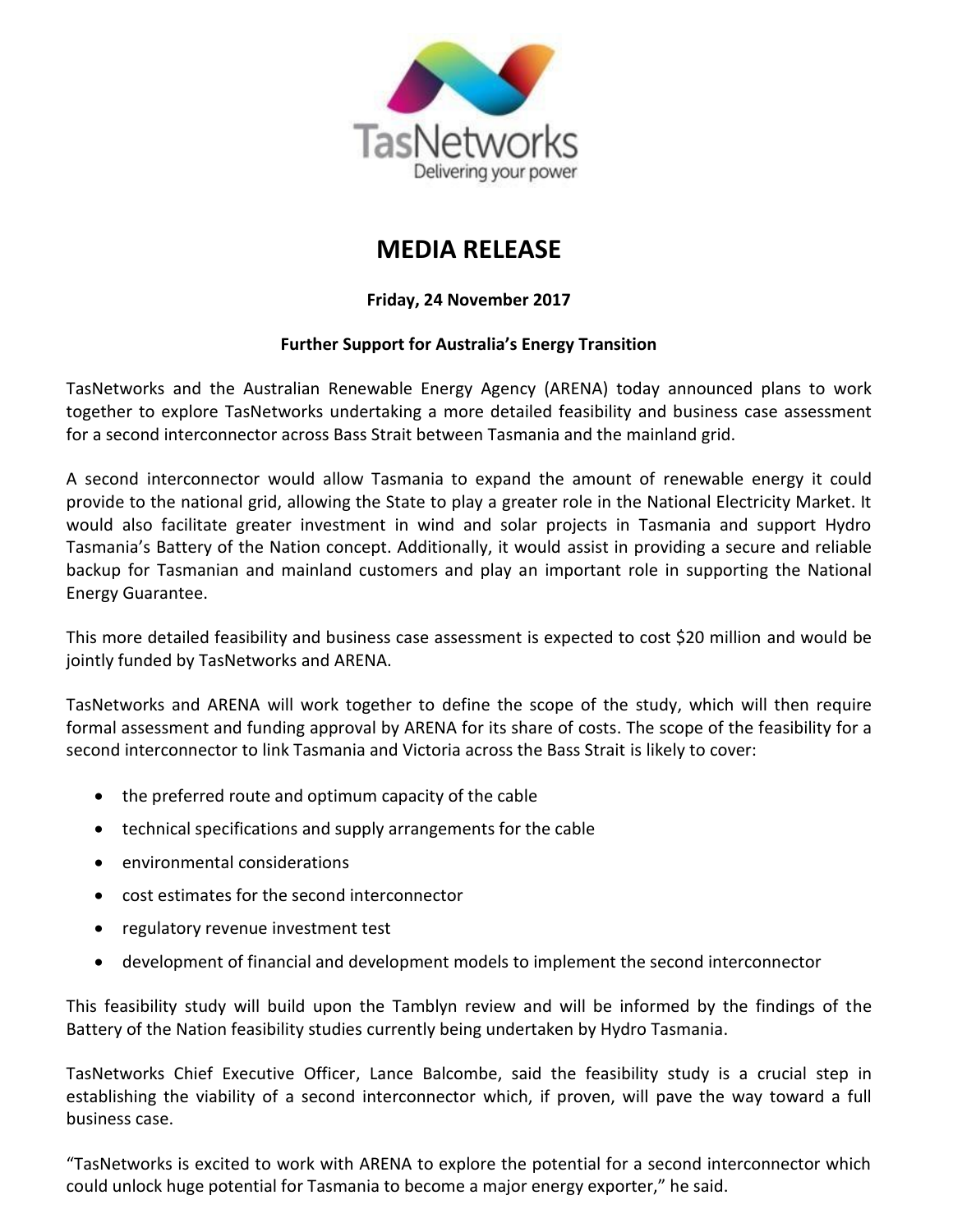TasNetworks

Delivering your power

# MEDIA RELEASE

**Friday, 24 November 2017**

**Further Support for Australia's Energy Transition**

TasNetworks and the Australian Renewable Energy Agency (ARENA) today announced plans to work together to explore TasNetworks undertaking a more detailed feasibility and business case assessment for a second interconnector across Bass Strait between Tasmania and the mainland grid.

A second interconnector would allow Tasmania to expand the amount of renewable energy it could provide to the national grid, allowing the State to play a greater role in the National Electricity Market. It would also facilitate greater investment in wind and solar projects in Tasmania and support Hydro Tasmania's Battery of the Nation concept. Additionally, it would assist in providing a secure and reliable backup for Tasmanian and mainland customers and play an important role in supporting the National Energy Guarantee.

This more detailed feasibility and business case assessment is expected to cost $20 million and would be jointly funded by TasNetworks and ARENA.

TasNetworks and ARENA will work together to define the scope of the study, which will then require formal assessment and funding approval by ARENA for its share of costs. The scope of the feasibility for a second interconnector to link Tasmania and Victoria across the Bass Strait is likely to cover:

- the preferred route and optimum capacity of the cable
- technical specifications and supply arrangements for the cable
- environmental considerations
- cost estimates for the second interconnector
- regulatory revenue investment test
- development of financial and development models to implement the second interconnector

This feasibility study will build upon the Tamblyn review and will be informed by the findings of the Battery of the Nation feasibility studies currently being undertaken by Hydro Tasmania.

TasNetworks Chief Executive Officer, Lance Balcombe, said the feasibility study is a crucial step in establishing the viability of a second interconnector which, if proven, will pave the way toward a full business case.

"TasNetworks is excited to work with ARENA to explore the potential for a second interconnector which could unlock huge potential for Tasmania to become a major energy exporter," he said.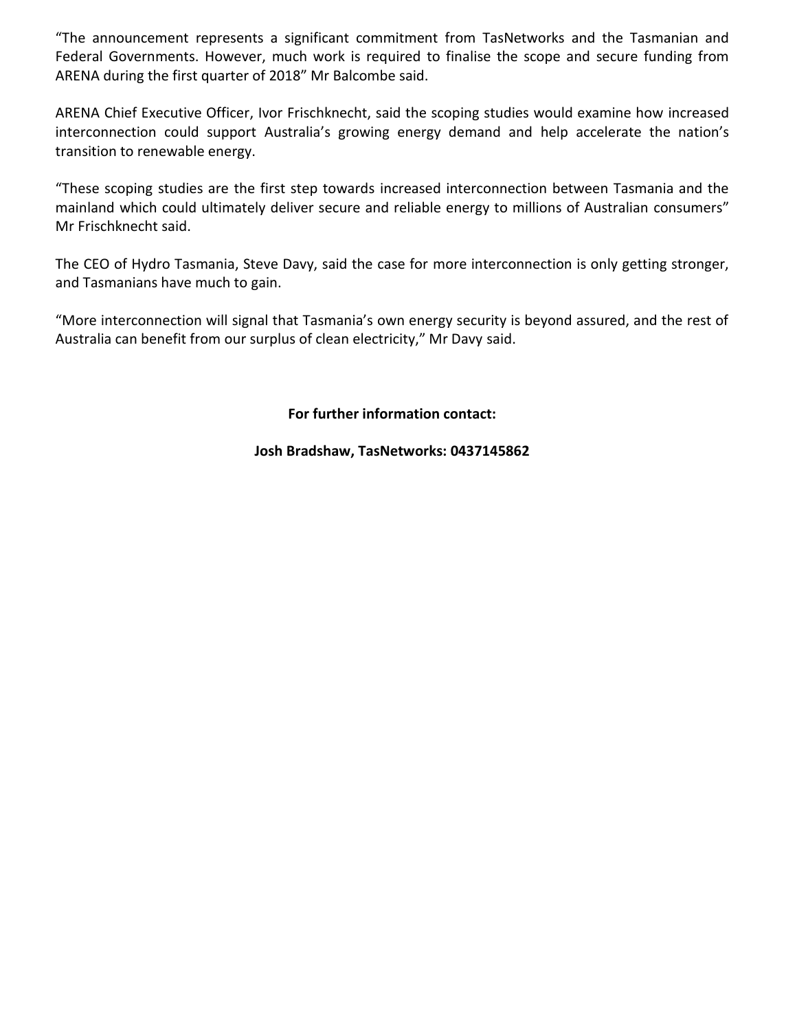"The announcement represents a significant commitment from TasNetworks and the Tasmanian and Federal Governments. However, much work is required to finalise the scope and secure funding from ARENA during the first quarter of 2018" Mr Balcombe said.

ARENA Chief Executive Officer, Ivor Frischknecht, said the scoping studies would examine how increased interconnection could support Australia's growing energy demand and help accelerate the nation's transition to renewable energy.

"These scoping studies are the first step towards increased interconnection between Tasmania and the mainland which could ultimately deliver secure and reliable energy to millions of Australian consumers" Mr Frischknecht said.

The CEO of Hydro Tasmania, Steve Davy, said the case for more interconnection is only getting stronger, and Tasmanians have much to gain.

"More interconnection will signal that Tasmania's own energy security is beyond assured, and the rest of Australia can benefit from our surplus of clean electricity," Mr Davy said.

**For further information contact:**

**Josh Bradshaw, TasNetworks: 0437145862**